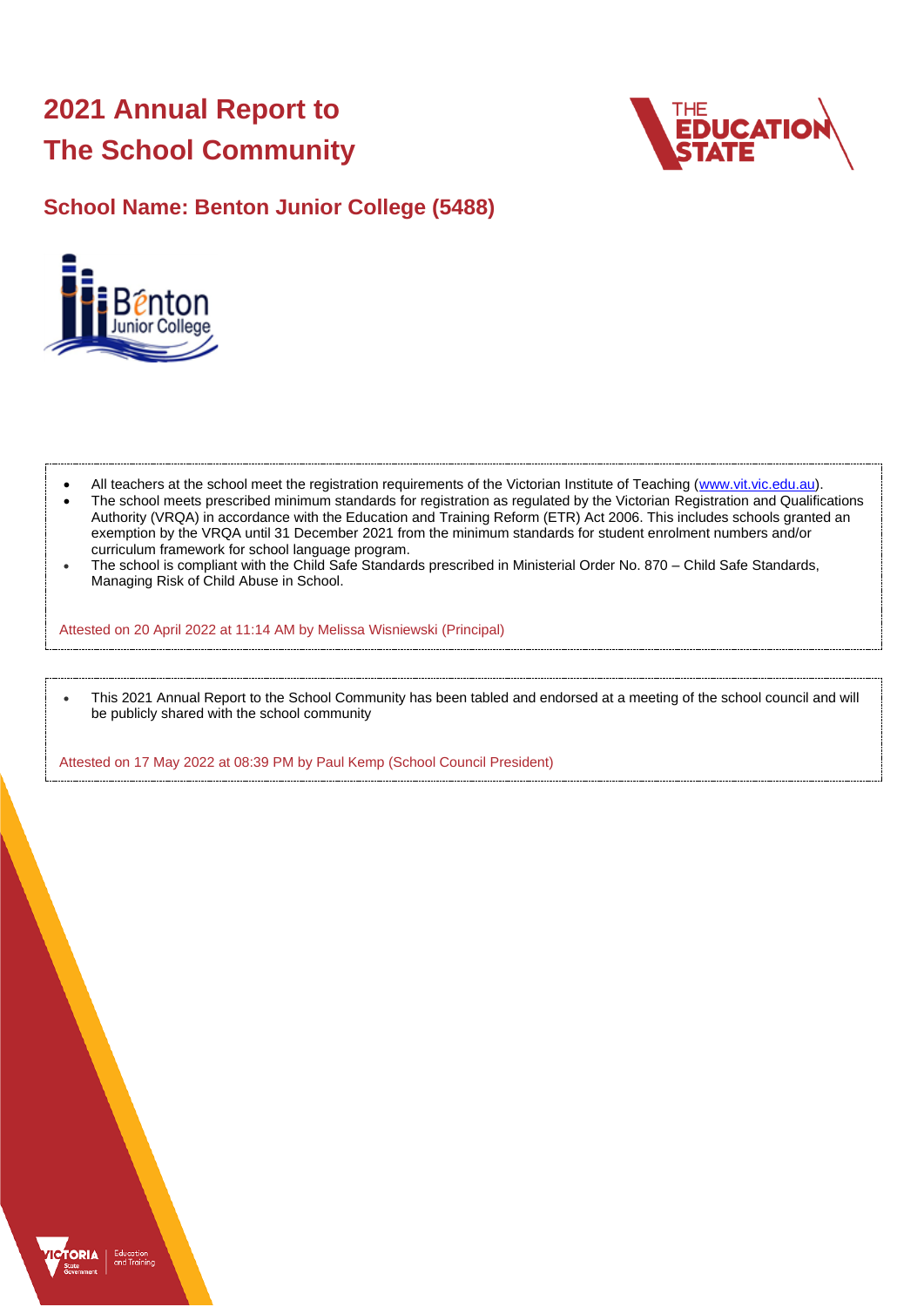# 2021 Annual Report to The School Community

## School Name: Benton Junior College (5488)

- All teachers at the school meet the registration requirements of the Victorian Institute of Teaching (www.vit.vic.edu.au).
- The school meets prescribed minimum standards for registration as regulated by the Victorian Registration and Qualifications Authority (VRQA) in accordance with the Education and Training Reform (ETR) Act 2006. This includes schools granted an exemption by the VRQA until 31 December 2021 from the minimum standards for student enrolment numbers and/or curriculum framework for school language program.
- The school is compliant with the Child Safe Standards prescribed in Ministerial Order No. 870 – Child Safe Standards, Managing Risk of Child Abuse in School.

Attested on 20 April 2022 at 11:14 AM by Melissa Wisniewski (Principal)

- This 2021 Annual Report to the School Community has been tabled and endorsed at a meeting of the school council and will be publicly shared with the school community

Attested on 17 May 2022 at 08:39 PM by Paul Kemp (School Council President)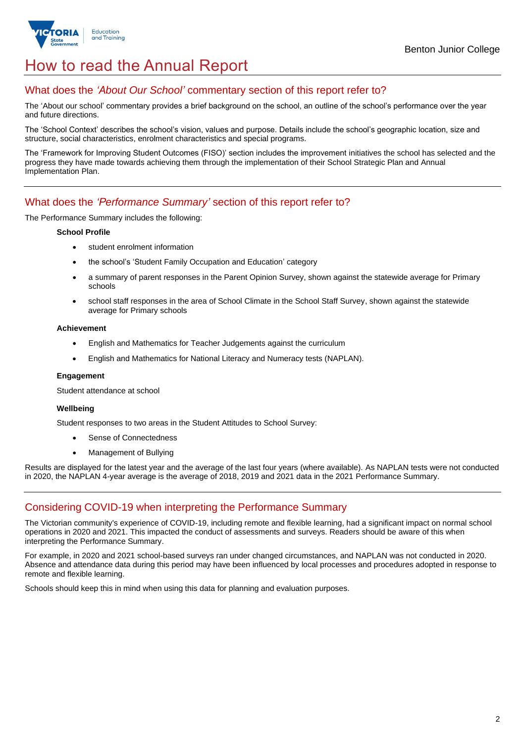# How to read the Annual Report

## What does the *'About Our School'* commentary section of this report refer to?

The 'About our school' commentary provides a brief background on the school, an outline of the school's performance over the year and future directions.

The 'School Context' describes the school's vision, values and purpose. Details include the school's geographic location, size and structure, social characteristics, enrolment characteristics and special programs.

The 'Framework for Improving Student Outcomes (FISO)' section includes the improvement initiatives the school has selected and the progress they have made towards achieving them through the implementation of their School Strategic Plan and Annual Implementation Plan.

## What does the *'Performance Summary'* section of this report refer to?

The Performance Summary includes the following:

**School Profile**

- student enrolment information
- the school's 'Student Family Occupation and Education' category
- a summary of parent responses in the Parent Opinion Survey, shown against the statewide average for Primary schools
- school staff responses in the area of School Climate in the School Staff Survey, shown against the statewide average for Primary schools

**Achievement**

- English and Mathematics for Teacher Judgements against the curriculum
- English and Mathematics for National Literacy and Numeracy tests (NAPLAN).

**Engagement**

Student attendance at school

**Wellbeing**

Student responses to two areas in the Student Attitudes to School Survey:

- Sense of Connectedness
- Management of Bullying

Results are displayed for the latest year and the average of the last four years (where available). As NAPLAN tests were not conducted in 2020, the NAPLAN 4-year average is the average of 2018, 2019 and 2021 data in the 2021 Performance Summary.

## Considering COVID-19 when interpreting the Performance Summary

The Victorian community's experience of COVID-19, including remote and flexible learning, had a significant impact on normal school operations in 2020 and 2021. This impacted the conduct of assessments and surveys. Readers should be aware of this when interpreting the Performance Summary.

For example, in 2020 and 2021 school-based surveys ran under changed circumstances, and NAPLAN was not conducted in 2020. Absence and attendance data during this period may have been influenced by local processes and procedures adopted in response to remote and flexible learning.

Schools should keep this in mind when using this data for planning and evaluation purposes.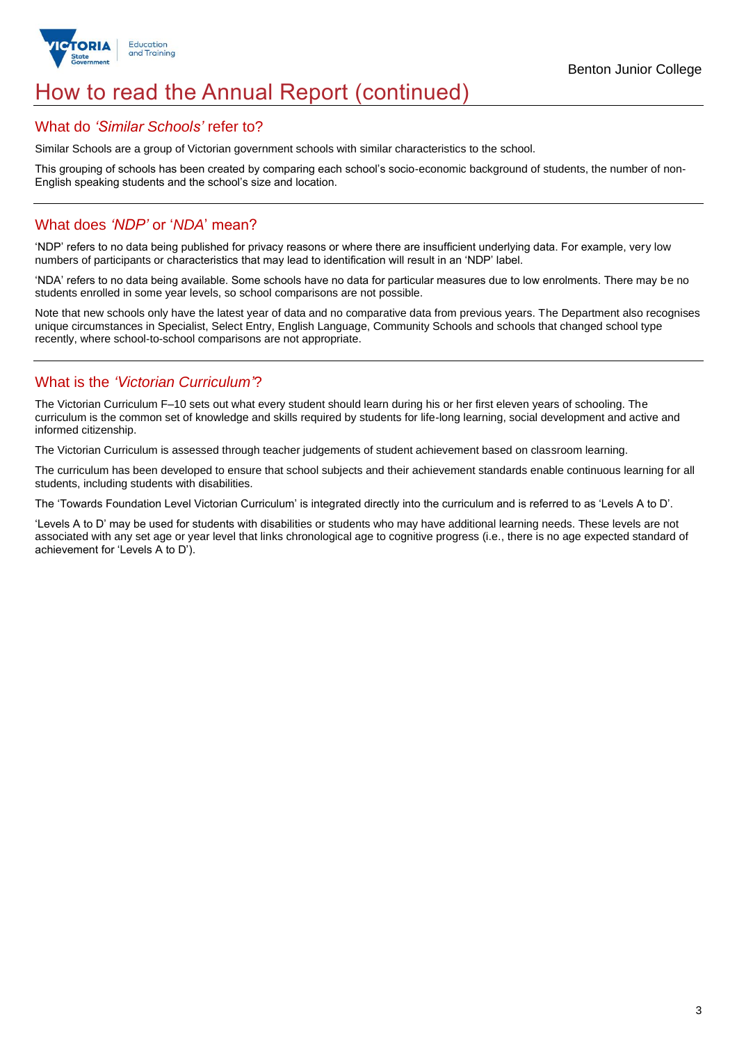# How to read the Annual Report (continued)

## What do *'Similar Schools'* refer to?

Similar Schools are a group of Victorian government schools with similar characteristics to the school.

This grouping of schools has been created by comparing each school's socio-economic background of students, the number of non-English speaking students and the school's size and location.

## What does *'NDP'* or '*NDA*' mean?

'NDP' refers to no data being published for privacy reasons or where there are insufficient underlying data. For example, very low numbers of participants or characteristics that may lead to identification will result in an 'NDP' label.

'NDA' refers to no data being available. Some schools have no data for particular measures due to low enrolments. There may be no students enrolled in some year levels, so school comparisons are not possible.

Note that new schools only have the latest year of data and no comparative data from previous years. The Department also recognises unique circumstances in Specialist, Select Entry, English Language, Community Schools and schools that changed school type recently, where school-to-school comparisons are not appropriate.

## What is the *'Victorian Curriculum'*?

The Victorian Curriculum F–10 sets out what every student should learn during his or her first eleven years of schooling. The curriculum is the common set of knowledge and skills required by students for life-long learning, social development and active and informed citizenship.

The Victorian Curriculum is assessed through teacher judgements of student achievement based on classroom learning.

The curriculum has been developed to ensure that school subjects and their achievement standards enable continuous learning for all students, including students with disabilities.

The 'Towards Foundation Level Victorian Curriculum' is integrated directly into the curriculum and is referred to as 'Levels A to D'.

'Levels A to D' may be used for students with disabilities or students who may have additional learning needs. These levels are not associated with any set age or year level that links chronological age to cognitive progress (i.e., there is no age expected standard of achievement for 'Levels A to D').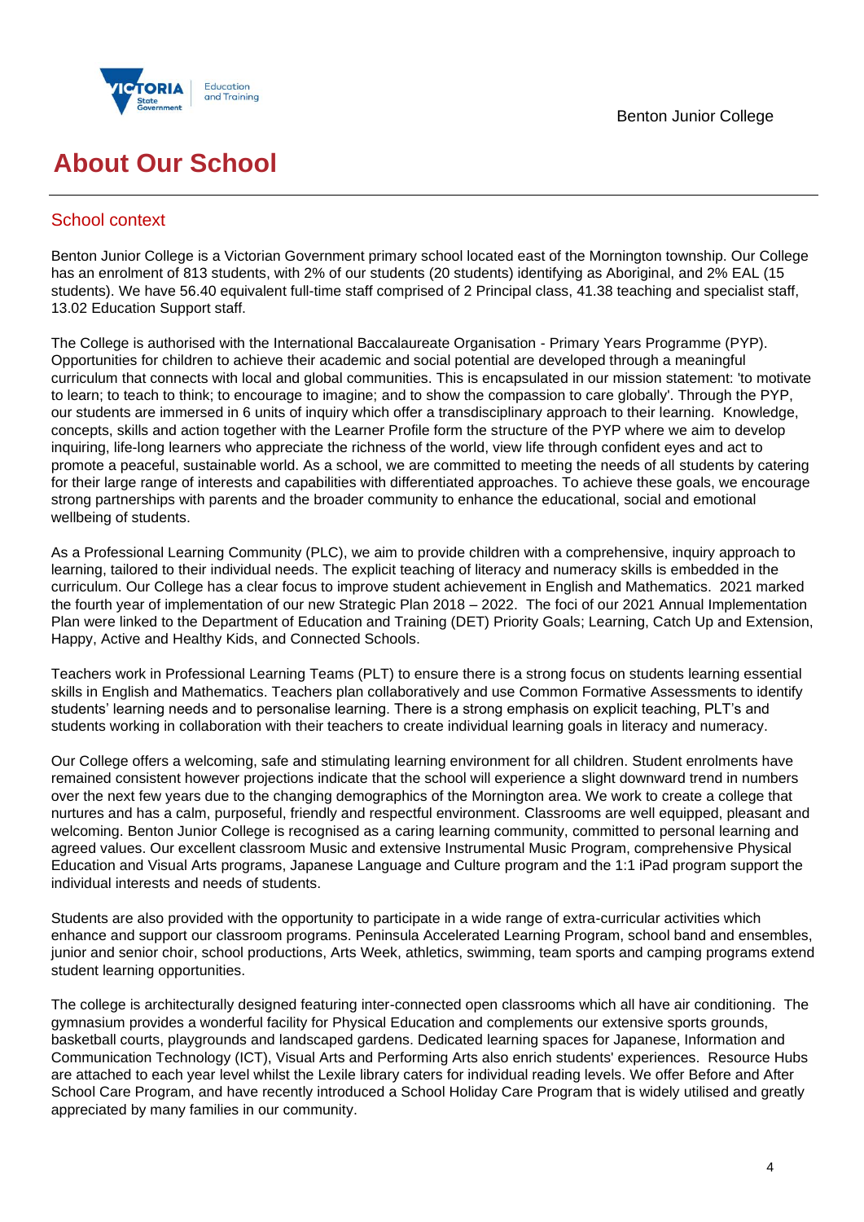# About Our School

## School context

Benton Junior College is a Victorian Government primary school located east of the Mornington township. Our College has an enrolment of 813 students, with 2% of our students (20 students) identifying as Aboriginal, and 2% EAL (15 students). We have 56.40 equivalent full-time staff comprised of 2 Principal class, 41.38 teaching and specialist staff, 13.02 Education Support staff.

The College is authorised with the International Baccalaureate Organisation - Primary Years Programme (PYP). Opportunities for children to achieve their academic and social potential are developed through a meaningful curriculum that connects with local and global communities. This is encapsulated in our mission statement: 'to motivate to learn; to teach to think; to encourage to imagine; and to show the compassion to care globally'. Through the PYP, our students are immersed in 6 units of inquiry which offer a transdisciplinary approach to their learning. Knowledge, concepts, skills and action together with the Learner Profile form the structure of the PYP where we aim to develop inquiring, life-long learners who appreciate the richness of the world, view life through confident eyes and act to promote a peaceful, sustainable world. As a school, we are committed to meeting the needs of all students by catering for their large range of interests and capabilities with differentiated approaches. To achieve these goals, we encourage strong partnerships with parents and the broader community to enhance the educational, social and emotional wellbeing of students.

As a Professional Learning Community (PLC), we aim to provide children with a comprehensive, inquiry approach to learning, tailored to their individual needs. The explicit teaching of literacy and numeracy skills is embedded in the curriculum. Our College has a clear focus to improve student achievement in English and Mathematics. 2021 marked the fourth year of implementation of our new Strategic Plan 2018 – 2022. The foci of our 2021 Annual Implementation Plan were linked to the Department of Education and Training (DET) Priority Goals; Learning, Catch Up and Extension, Happy, Active and Healthy Kids, and Connected Schools.

Teachers work in Professional Learning Teams (PLT) to ensure there is a strong focus on students learning essential skills in English and Mathematics. Teachers plan collaboratively and use Common Formative Assessments to identify students' learning needs and to personalise learning. There is a strong emphasis on explicit teaching, PLT's and students working in collaboration with their teachers to create individual learning goals in literacy and numeracy.

Our College offers a welcoming, safe and stimulating learning environment for all children. Student enrolments have remained consistent however projections indicate that the school will experience a slight downward trend in numbers over the next few years due to the changing demographics of the Mornington area. We work to create a college that nurtures and has a calm, purposeful, friendly and respectful environment. Classrooms are well equipped, pleasant and welcoming. Benton Junior College is recognised as a caring learning community, committed to personal learning and agreed values. Our excellent classroom Music and extensive Instrumental Music Program, comprehensive Physical Education and Visual Arts programs, Japanese Language and Culture program and the 1:1 iPad program support the individual interests and needs of students.

Students are also provided with the opportunity to participate in a wide range of extra-curricular activities which enhance and support our classroom programs. Peninsula Accelerated Learning Program, school band and ensembles, junior and senior choir, school productions, Arts Week, athletics, swimming, team sports and camping programs extend student learning opportunities.

The college is architecturally designed featuring inter-connected open classrooms which all have air conditioning. The gymnasium provides a wonderful facility for Physical Education and complements our extensive sports grounds, basketball courts, playgrounds and landscaped gardens. Dedicated learning spaces for Japanese, Information and Communication Technology (ICT), Visual Arts and Performing Arts also enrich students' experiences. Resource Hubs are attached to each year level whilst the Lexile library caters for individual reading levels. We offer Before and After School Care Program, and have recently introduced a School Holiday Care Program that is widely utilised and greatly appreciated by many families in our community.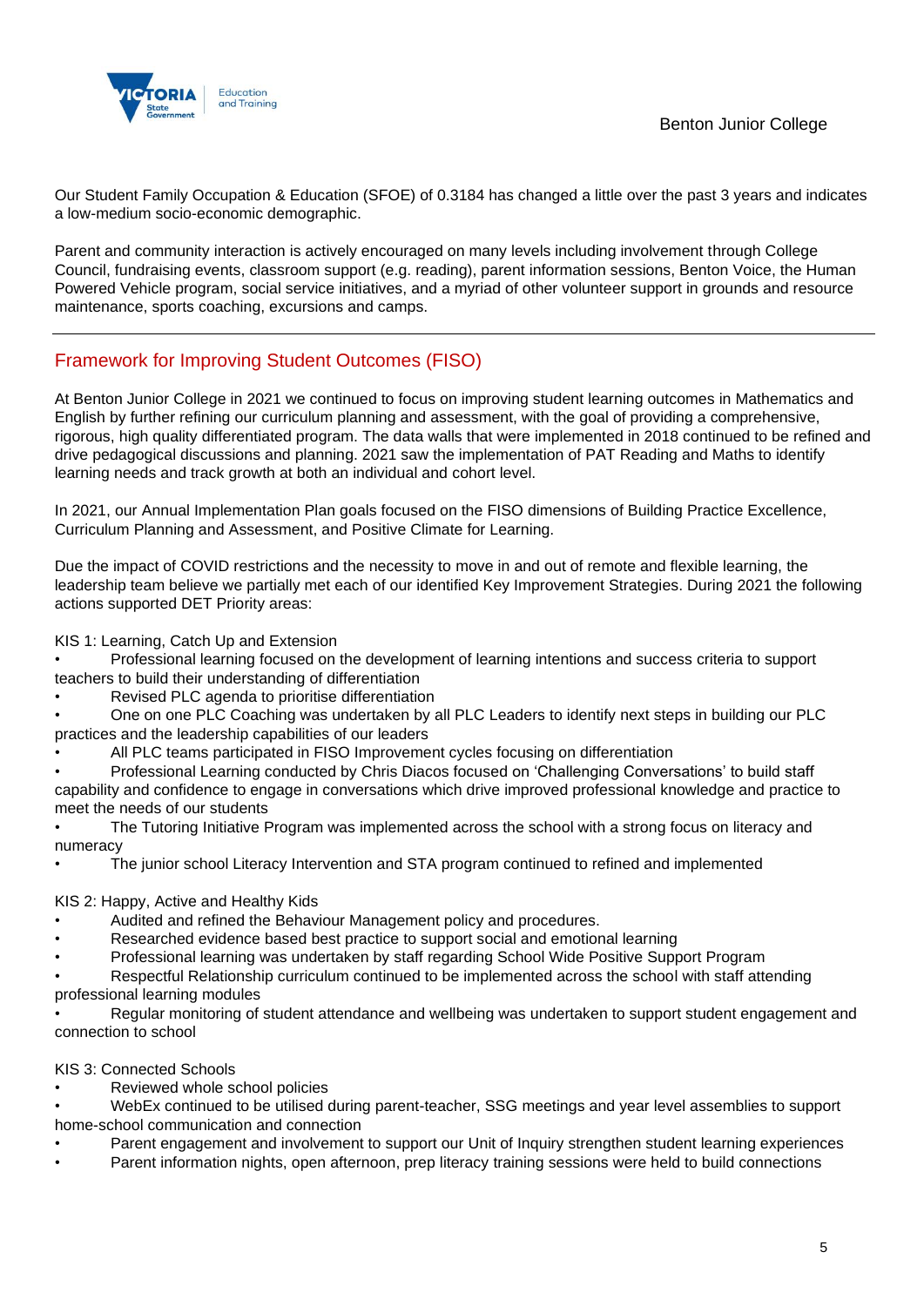Our Student Family Occupation & Education (SFOE) of 0.3184 has changed a little over the past 3 years and indicates a low-medium socio-economic demographic.

Parent and community interaction is actively encouraged on many levels including involvement through College Council, fundraising events, classroom support (e.g. reading), parent information sessions, Benton Voice, the Human Powered Vehicle program, social service initiatives, and a myriad of other volunteer support in grounds and resource maintenance, sports coaching, excursions and camps.

## Framework for Improving Student Outcomes (FISO)

At Benton Junior College in 2021 we continued to focus on improving student learning outcomes in Mathematics and English by further refining our curriculum planning and assessment, with the goal of providing a comprehensive, rigorous, high quality differentiated program. The data walls that were implemented in 2018 continued to be refined and drive pedagogical discussions and planning. 2021 saw the implementation of PAT Reading and Maths to identify learning needs and track growth at both an individual and cohort level.

In 2021, our Annual Implementation Plan goals focused on the FISO dimensions of Building Practice Excellence, Curriculum Planning and Assessment, and Positive Climate for Learning.

Due the impact of COVID restrictions and the necessity to move in and out of remote and flexible learning, the leadership team believe we partially met each of our identified Key Improvement Strategies. During 2021 the following actions supported DET Priority areas:

KIS 1: Learning, Catch Up and Extension

- Professional learning focused on the development of learning intentions and success criteria to support teachers to build their understanding of differentiation
- Revised PLC agenda to prioritise differentiation
- One on one PLC Coaching was undertaken by all PLC Leaders to identify next steps in building our PLC practices and the leadership capabilities of our leaders
- All PLC teams participated in FISO Improvement cycles focusing on differentiation
- Professional Learning conducted by Chris Diacos focused on 'Challenging Conversations' to build staff capability and confidence to engage in conversations which drive improved professional knowledge and practice to meet the needs of our students
- The Tutoring Initiative Program was implemented across the school with a strong focus on literacy and numeracy
- The junior school Literacy Intervention and STA program continued to refined and implemented

KIS 2: Happy, Active and Healthy Kids

- Audited and refined the Behaviour Management policy and procedures.
- Researched evidence based best practice to support social and emotional learning
- Professional learning was undertaken by staff regarding School Wide Positive Support Program
- Respectful Relationship curriculum continued to be implemented across the school with staff attending professional learning modules
- Regular monitoring of student attendance and wellbeing was undertaken to support student engagement and connection to school

KIS 3: Connected Schools

- Reviewed whole school policies
- WebEx continued to be utilised during parent-teacher, SSG meetings and year level assemblies to support home-school communication and connection
- Parent engagement and involvement to support our Unit of Inquiry strengthen student learning experiences
- Parent information nights, open afternoon, prep literacy training sessions were held to build connections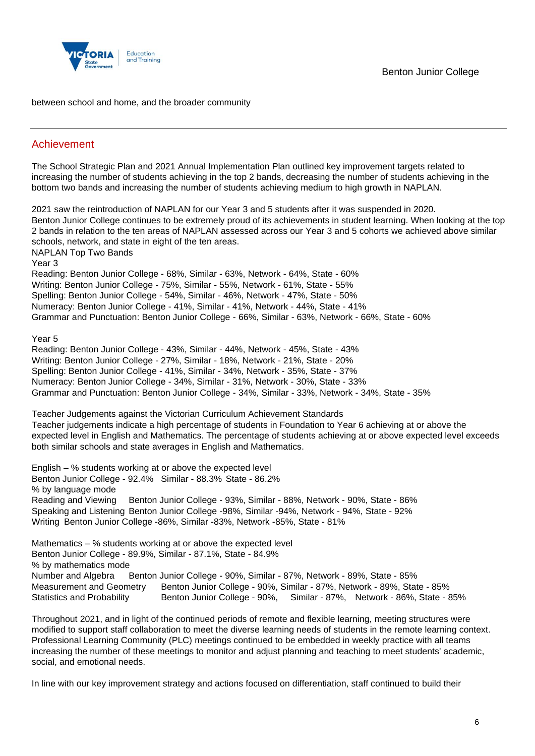between school and home, and the broader community

## Achievement

The School Strategic Plan and 2021 Annual Implementation Plan outlined key improvement targets related to increasing the number of students achieving in the top 2 bands, decreasing the number of students achieving in the bottom two bands and increasing the number of students achieving medium to high growth in NAPLAN.

2021 saw the reintroduction of NAPLAN for our Year 3 and 5 students after it was suspended in 2020.
Benton Junior College continues to be extremely proud of its achievements in student learning. When looking at the top 2 bands in relation to the ten areas of NAPLAN assessed across our Year 3 and 5 cohorts we achieved above similar schools, network, and state in eight of the ten areas.
NAPLAN Top Two Bands
Year 3
Reading: Benton Junior College - 68%, Similar - 63%, Network - 64%, State - 60%
Writing: Benton Junior College - 75%, Similar - 55%, Network - 61%, State - 55%
Spelling: Benton Junior College - 54%, Similar - 46%, Network - 47%, State - 50%
Numeracy: Benton Junior College - 41%, Similar - 41%, Network - 44%, State - 41%
Grammar and Punctuation: Benton Junior College - 66%, Similar - 63%, Network - 66%, State - 60%

Year 5
Reading: Benton Junior College - 43%, Similar - 44%, Network - 45%, State - 43%
Writing: Benton Junior College - 27%, Similar - 18%, Network - 21%, State - 20%
Spelling: Benton Junior College - 41%, Similar - 34%, Network - 35%, State - 37%
Numeracy: Benton Junior College - 34%, Similar - 31%, Network - 30%, State - 33%
Grammar and Punctuation: Benton Junior College - 34%, Similar - 33%, Network - 34%, State - 35%

Teacher Judgements against the Victorian Curriculum Achievement Standards
Teacher judgements indicate a high percentage of students in Foundation to Year 6 achieving at or above the expected level in English and Mathematics. The percentage of students achieving at or above expected level exceeds both similar schools and state averages in English and Mathematics.

English – % students working at or above the expected level
Benton Junior College - 92.4% Similar - 88.3% State - 86.2%
% by language mode
Reading and Viewing Benton Junior College - 93%, Similar - 88%, Network - 90%, State - 86%
Speaking and Listening Benton Junior College -98%, Similar -94%, Network - 94%, State - 92%
Writing Benton Junior College -86%, Similar -83%, Network -85%, State - 81%

Mathematics – % students working at or above the expected level
Benton Junior College - 89.9%, Similar - 87.1%, State - 84.9%
% by mathematics mode
Number and Algebra Benton Junior College - 90%, Similar - 87%, Network - 89%, State - 85%
Measurement and Geometry Benton Junior College - 90%, Similar - 87%, Network - 89%, State - 85%
Statistics and Probability Benton Junior College - 90%, Similar - 87%, Network - 86%, State - 85%

Throughout 2021, and in light of the continued periods of remote and flexible learning, meeting structures were modified to support staff collaboration to meet the diverse learning needs of students in the remote learning context. Professional Learning Community (PLC) meetings continued to be embedded in weekly practice with all teams increasing the number of these meetings to monitor and adjust planning and teaching to meet students' academic, social, and emotional needs.

In line with our key improvement strategy and actions focused on differentiation, staff continued to build their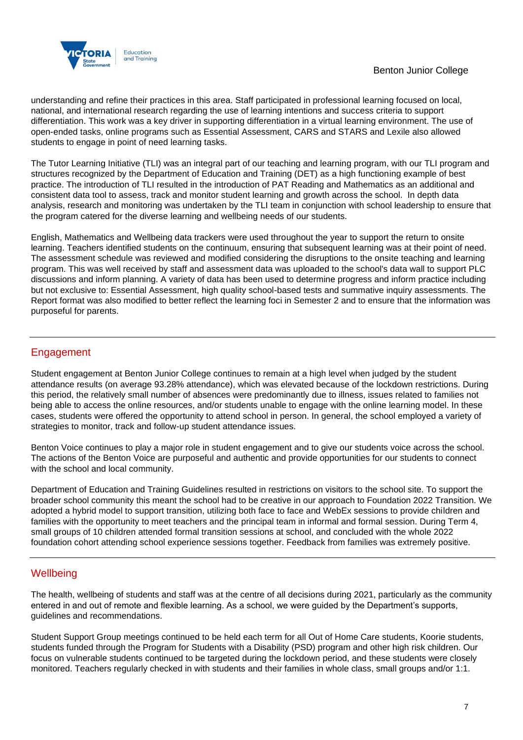understanding and refine their practices in this area. Staff participated in professional learning focused on local, national, and international research regarding the use of learning intentions and success criteria to support differentiation. This work was a key driver in supporting differentiation in a virtual learning environment. The use of open-ended tasks, online programs such as Essential Assessment, CARS and STARS and Lexile also allowed students to engage in point of need learning tasks.

The Tutor Learning Initiative (TLI) was an integral part of our teaching and learning program, with our TLI program and structures recognized by the Department of Education and Training (DET) as a high functioning example of best practice. The introduction of TLI resulted in the introduction of PAT Reading and Mathematics as an additional and consistent data tool to assess, track and monitor student learning and growth across the school. In depth data analysis, research and monitoring was undertaken by the TLI team in conjunction with school leadership to ensure that the program catered for the diverse learning and wellbeing needs of our students.

English, Mathematics and Wellbeing data trackers were used throughout the year to support the return to onsite learning. Teachers identified students on the continuum, ensuring that subsequent learning was at their point of need. The assessment schedule was reviewed and modified considering the disruptions to the onsite teaching and learning program. This was well received by staff and assessment data was uploaded to the school's data wall to support PLC discussions and inform planning. A variety of data has been used to determine progress and inform practice including but not exclusive to: Essential Assessment, high quality school-based tests and summative inquiry assessments. The Report format was also modified to better reflect the learning foci in Semester 2 and to ensure that the information was purposeful for parents.

## Engagement

Student engagement at Benton Junior College continues to remain at a high level when judged by the student attendance results (on average 93.28% attendance), which was elevated because of the lockdown restrictions. During this period, the relatively small number of absences were predominantly due to illness, issues related to families not being able to access the online resources, and/or students unable to engage with the online learning model. In these cases, students were offered the opportunity to attend school in person. In general, the school employed a variety of strategies to monitor, track and follow-up student attendance issues.

Benton Voice continues to play a major role in student engagement and to give our students voice across the school. The actions of the Benton Voice are purposeful and authentic and provide opportunities for our students to connect with the school and local community.

Department of Education and Training Guidelines resulted in restrictions on visitors to the school site. To support the broader school community this meant the school had to be creative in our approach to Foundation 2022 Transition. We adopted a hybrid model to support transition, utilizing both face to face and WebEx sessions to provide children and families with the opportunity to meet teachers and the principal team in informal and formal session. During Term 4, small groups of 10 children attended formal transition sessions at school, and concluded with the whole 2022 foundation cohort attending school experience sessions together. Feedback from families was extremely positive.

## Wellbeing

The health, wellbeing of students and staff was at the centre of all decisions during 2021, particularly as the community entered in and out of remote and flexible learning. As a school, we were guided by the Department's supports, guidelines and recommendations.

Student Support Group meetings continued to be held each term for all Out of Home Care students, Koorie students, students funded through the Program for Students with a Disability (PSD) program and other high risk children. Our focus on vulnerable students continued to be targeted during the lockdown period, and these students were closely monitored. Teachers regularly checked in with students and their families in whole class, small groups and/or 1:1.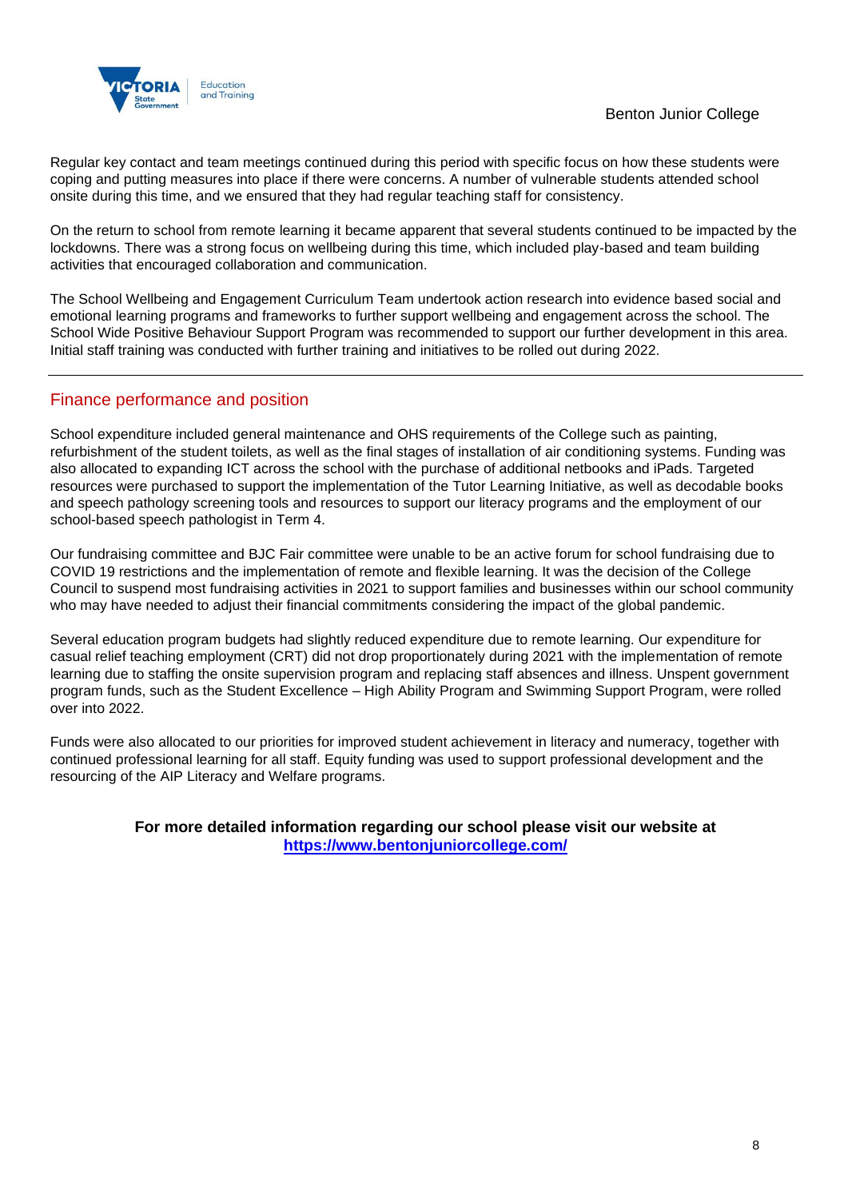Regular key contact and team meetings continued during this period with specific focus on how these students were coping and putting measures into place if there were concerns. A number of vulnerable students attended school onsite during this time, and we ensured that they had regular teaching staff for consistency.

On the return to school from remote learning it became apparent that several students continued to be impacted by the lockdowns. There was a strong focus on wellbeing during this time, which included play-based and team building activities that encouraged collaboration and communication.

The School Wellbeing and Engagement Curriculum Team undertook action research into evidence based social and emotional learning programs and frameworks to further support wellbeing and engagement across the school. The School Wide Positive Behaviour Support Program was recommended to support our further development in this area. Initial staff training was conducted with further training and initiatives to be rolled out during 2022.

## Finance performance and position

School expenditure included general maintenance and OHS requirements of the College such as painting, refurbishment of the student toilets, as well as the final stages of installation of air conditioning systems. Funding was also allocated to expanding ICT across the school with the purchase of additional netbooks and iPads. Targeted resources were purchased to support the implementation of the Tutor Learning Initiative, as well as decodable books and speech pathology screening tools and resources to support our literacy programs and the employment of our school-based speech pathologist in Term 4.

Our fundraising committee and BJC Fair committee were unable to be an active forum for school fundraising due to COVID 19 restrictions and the implementation of remote and flexible learning. It was the decision of the College Council to suspend most fundraising activities in 2021 to support families and businesses within our school community who may have needed to adjust their financial commitments considering the impact of the global pandemic.

Several education program budgets had slightly reduced expenditure due to remote learning. Our expenditure for casual relief teaching employment (CRT) did not drop proportionately during 2021 with the implementation of remote learning due to staffing the onsite supervision program and replacing staff absences and illness. Unspent government program funds, such as the Student Excellence – High Ability Program and Swimming Support Program, were rolled over into 2022.

Funds were also allocated to our priorities for improved student achievement in literacy and numeracy, together with continued professional learning for all staff. Equity funding was used to support professional development and the resourcing of the AIP Literacy and Welfare programs.

**For more detailed information regarding our school please visit our website at [https://www.bentonjuniorcollege.com/](https://www.bentonjuniorcollege.com/)**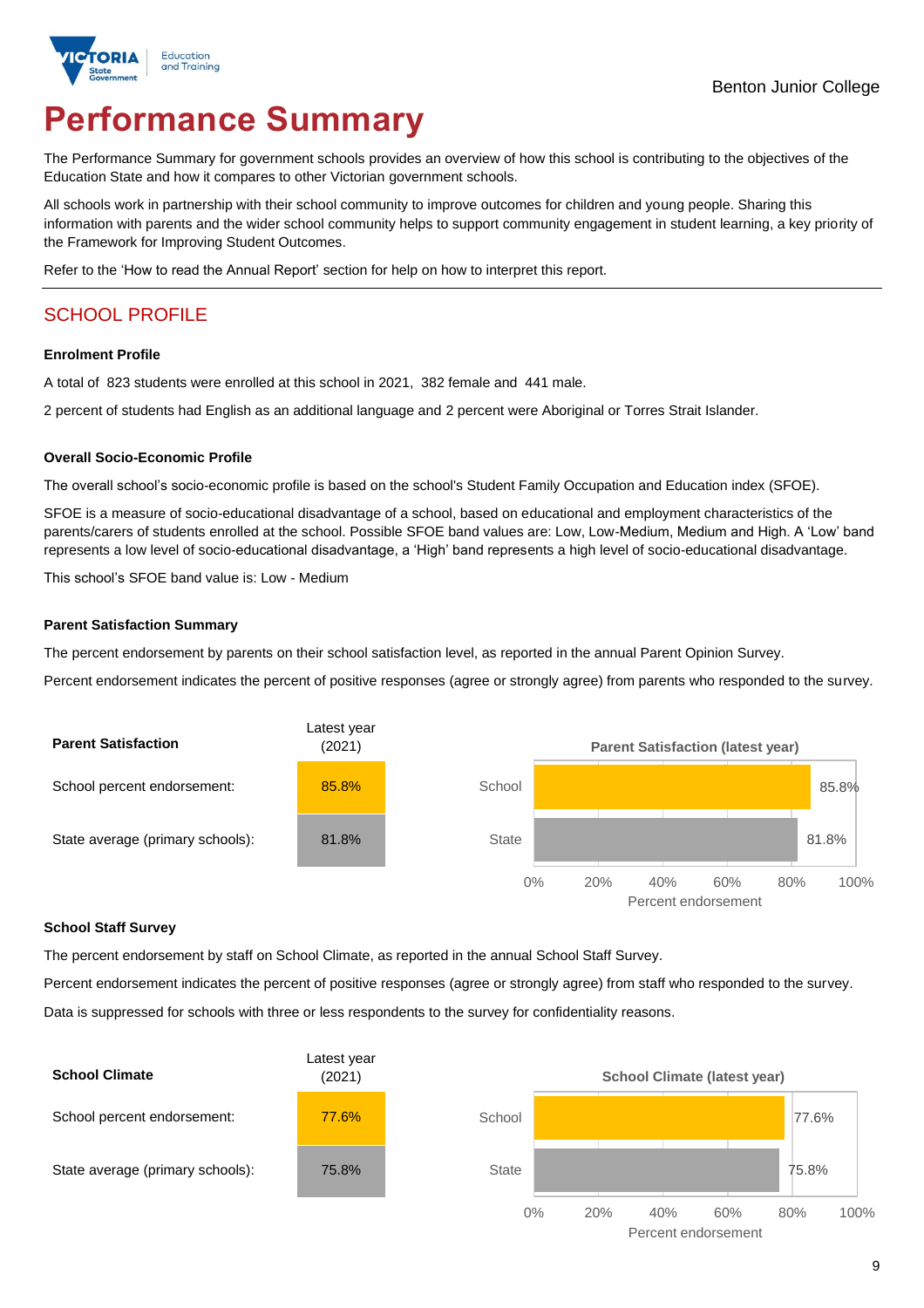Benton Junior College

# Performance Summary

The Performance Summary for government schools provides an overview of how this school is contributing to the objectives of the Education State and how it compares to other Victorian government schools.

All schools work in partnership with their school community to improve outcomes for children and young people. Sharing this information with parents and the wider school community helps to support community engagement in student learning, a key priority of the Framework for Improving Student Outcomes.

Refer to the 'How to read the Annual Report' section for help on how to interpret this report.

## SCHOOL PROFILE

### Enrolment Profile

A total of 823 students were enrolled at this school in 2021, 382 female and 441 male.

2 percent of students had English as an additional language and 2 percent were Aboriginal or Torres Strait Islander.

### Overall Socio-Economic Profile

The overall school's socio-economic profile is based on the school's Student Family Occupation and Education index (SFOE).

SFOE is a measure of socio-educational disadvantage of a school, based on educational and employment characteristics of the parents/carers of students enrolled at the school. Possible SFOE band values are: Low, Low-Medium, Medium and High. A 'Low' band represents a low level of socio-educational disadvantage, a 'High' band represents a high level of socio-educational disadvantage.

This school's SFOE band value is: Low - Medium

### Parent Satisfaction Summary

The percent endorsement by parents on their school satisfaction level, as reported in the annual Parent Opinion Survey.

Percent endorsement indicates the percent of positive responses (agree or strongly agree) from parents who responded to the survey.

| Parent Satisfaction | Latest year (2021) |
|---|---|
| School percent endorsement: | 85.8% |
| State average (primary schools): | 81.8% |

### School Staff Survey

The percent endorsement by staff on School Climate, as reported in the annual School Staff Survey.

Percent endorsement indicates the percent of positive responses (agree or strongly agree) from staff who responded to the survey.

Data is suppressed for schools with three or less respondents to the survey for confidentiality reasons.

| School Climate | Latest year (2021) |
|---|---|
| School percent endorsement: | 77.6% |
| State average (primary schools): | 75.8% |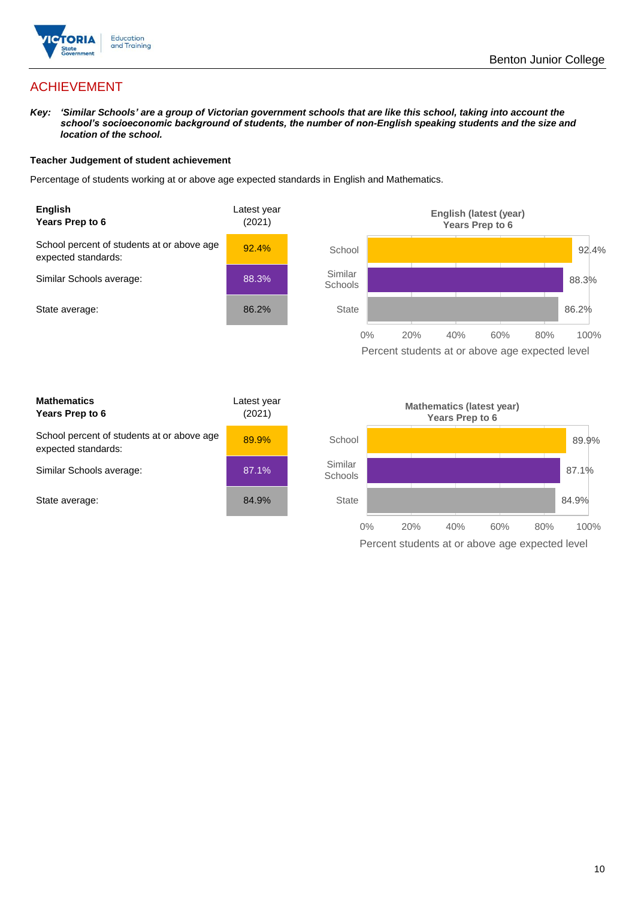## ACHIEVEMENT

***Key:*** ***'Similar Schools' are a group of Victorian government schools that are like this school, taking into account the school's socioeconomic background of students, the number of non-English speaking students and the size and location of the school.***

### Teacher Judgement of student achievement

Percentage of students working at or above age expected standards in English and Mathematics.

| **English** **Years Prep to 6** | Latest year (2021) |
|---|---|
| School percent of students at or above age expected standards: | 92.4% |
| Similar Schools average: | 88.3% |
| State average: | 86.2% |

**English (latest (year)**
**Years Prep to 6**

| | Percent students at or above age expected level |
|---|---|
| School | 92.4% |
| Similar Schools | 88.3% |
| State | 86.2% |

| **Mathematics** **Years Prep to 6** | Latest year (2021) |
|---|---|
| School percent of students at or above age expected standards: | 89.9% |
| Similar Schools average: | 87.1% |
| State average: | 84.9% |

**Mathematics (latest year)**
**Years Prep to 6**

| | Percent students at or above age expected level |
|---|---|
| School | 89.9% |
| Similar Schools | 87.1% |
| State | 84.9% |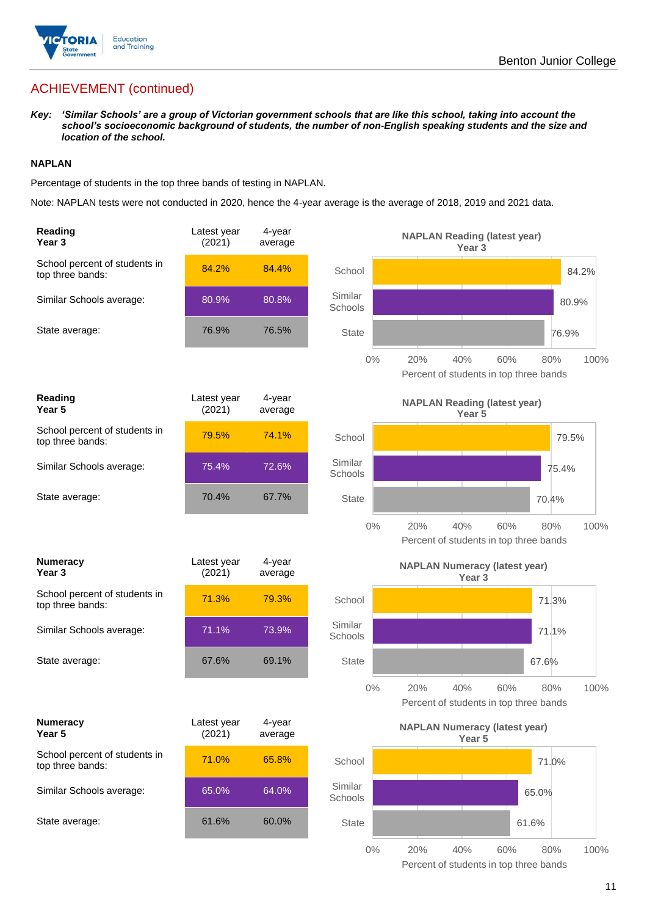## ACHIEVEMENT (continued)

***Key:*** ***'Similar Schools' are a group of Victorian government schools that are like this school, taking into account the school's socioeconomic background of students, the number of non-English speaking students and the size and location of the school.***

**NAPLAN**

Percentage of students in the top three bands of testing in NAPLAN.

Note: NAPLAN tests were not conducted in 2020, hence the 4-year average is the average of 2018, 2019 and 2021 data.

| **Reading Year 3** | Latest year (2021) | 4-year average |
|---|---|---|
| School percent of students in top three bands: | 84.2% | 84.4% |
| Similar Schools average: | 80.9% | 80.8% |
| State average: | 76.9% | 76.5% |

**NAPLAN Reading (latest year) Year 3**

| | Percent of students in top three bands |
|---|---|
| School | 84.2% |
| Similar Schools | 80.9% |
| State | 76.9% |

| **Reading Year 5** | Latest year (2021) | 4-year average |
|---|---|---|
| School percent of students in top three bands: | 79.5% | 74.1% |
| Similar Schools average: | 75.4% | 72.6% |
| State average: | 70.4% | 67.7% |

**NAPLAN Reading (latest year) Year 5**

| | Percent of students in top three bands |
|---|---|
| School | 79.5% |
| Similar Schools | 75.4% |
| State | 70.4% |

| **Numeracy Year 3** | Latest year (2021) | 4-year average |
|---|---|---|
| School percent of students in top three bands: | 71.3% | 79.3% |
| Similar Schools average: | 71.1% | 73.9% |
| State average: | 67.6% | 69.1% |

**NAPLAN Numeracy (latest year) Year 3**

| | Percent of students in top three bands |
|---|---|
| School | 71.3% |
| Similar Schools | 71.1% |
| State | 67.6% |

| **Numeracy Year 5** | Latest year (2021) | 4-year average |
|---|---|---|
| School percent of students in top three bands: | 71.0% | 65.8% |
| Similar Schools average: | 65.0% | 64.0% |
| State average: | 61.6% | 60.0% |

**NAPLAN Numeracy (latest year) Year 5**

| | Percent of students in top three bands |
|---|---|
| School | 71.0% |
| Similar Schools | 65.0% |
| State | 61.6% |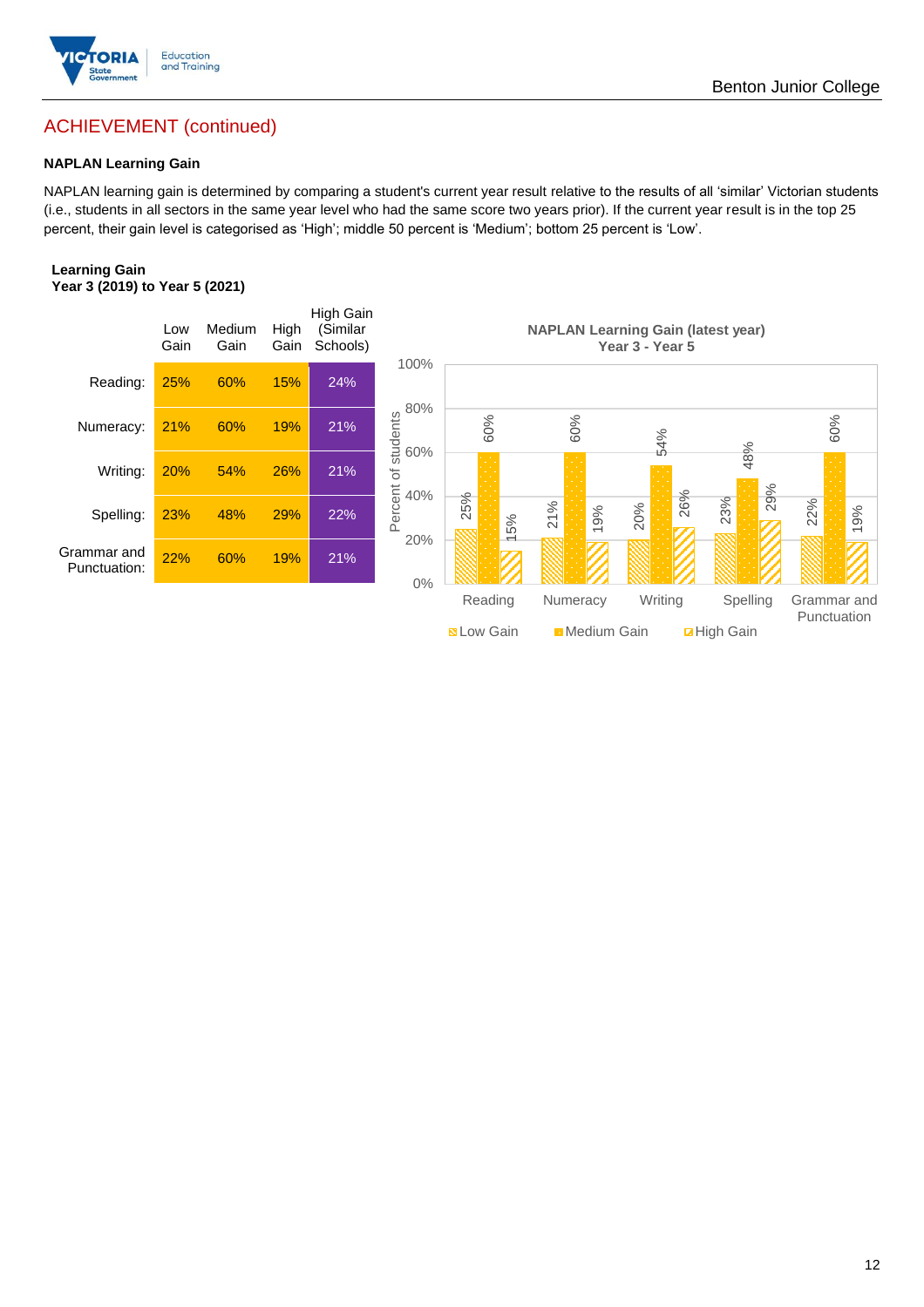## ACHIEVEMENT (continued)

### NAPLAN Learning Gain

NAPLAN learning gain is determined by comparing a student's current year result relative to the results of all 'similar' Victorian students (i.e., students in all sectors in the same year level who had the same score two years prior). If the current year result is in the top 25 percent, their gain level is categorised as 'High'; middle 50 percent is 'Medium'; bottom 25 percent is 'Low'.

**Learning Gain**
**Year 3 (2019) to Year 5 (2021)**

| | Low Gain | Medium Gain | High Gain | High Gain (Similar Schools) |
|---|---|---|---|---|
| Reading: | 25% | 60% | 15% | 24% |
| Numeracy: | 21% | 60% | 19% | 21% |
| Writing: | 20% | 54% | 26% | 21% |
| Spelling: | 23% | 48% | 29% | 22% |
| Grammar and Punctuation: | 22% | 60% | 19% | 21% |

**NAPLAN Learning Gain (latest year)**
**Year 3 - Year 5**

| | Low Gain | Medium Gain | High Gain |
|---|---|---|---|
| Reading | 25% | 60% | 15% |
| Numeracy | 21% | 60% | 19% |
| Writing | 20% | 54% | 26% |
| Spelling | 23% | 48% | 29% |
| Grammar and Punctuation | 22% | 60% | 19% |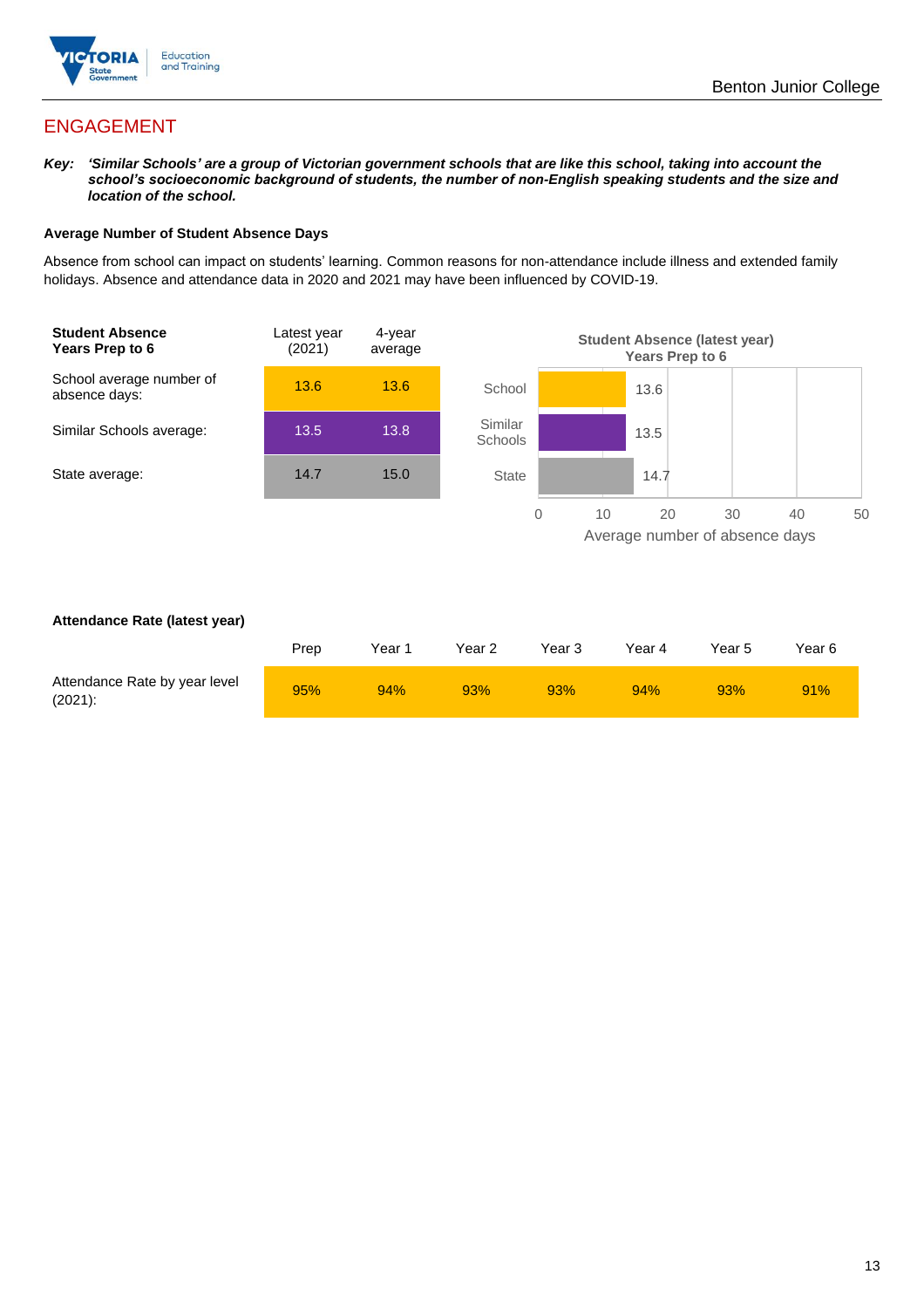# ENGAGEMENT

***Key:*** ***'Similar Schools' are a group of Victorian government schools that are like this school, taking into account the school's socioeconomic background of students, the number of non-English speaking students and the size and location of the school.***

**Average Number of Student Absence Days**

Absence from school can impact on students' learning. Common reasons for non-attendance include illness and extended family holidays. Absence and attendance data in 2020 and 2021 may have been influenced by COVID-19.

| **Student Absence Years Prep to 6** | Latest year (2021) | 4-year average |
|---|---|---|
| School average number of absence days: | 13.6 | 13.6 |
| Similar Schools average: | 13.5 | 13.8 |
| State average: | 14.7 | 15.0 |

**Student Absence (latest year) Years Prep to 6**

| | Average number of absence days |
|---|---|
| School | 13.6 |
| Similar Schools | 13.5 |
| State | 14.7 |

**Attendance Rate (latest year)**

| | Prep | Year 1 | Year 2 | Year 3 | Year 4 | Year 5 | Year 6 |
|---|---|---|---|---|---|---|---|
| Attendance Rate by year level (2021): | 95% | 94% | 93% | 93% | 94% | 93% | 91% |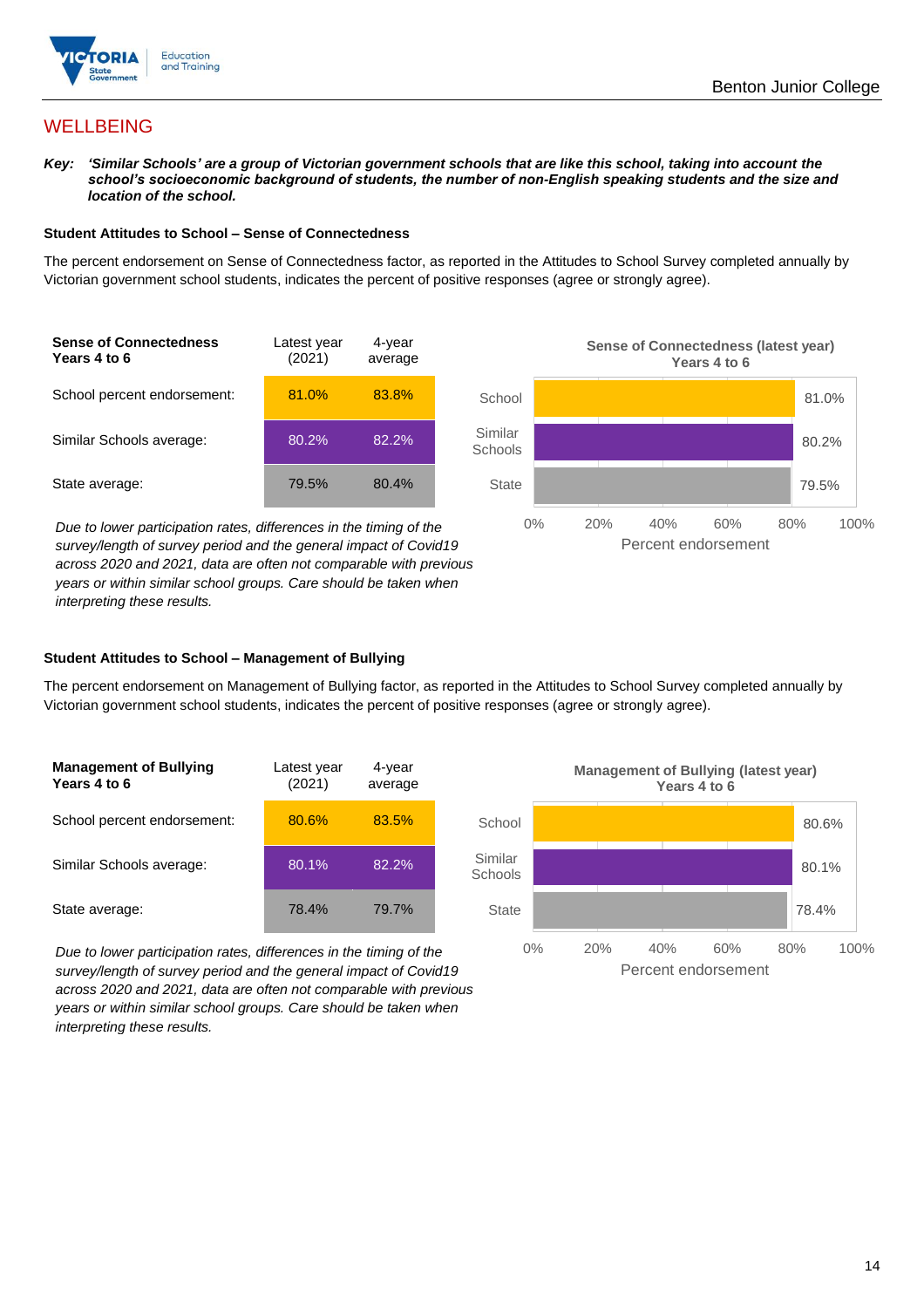## WELLBEING

***Key:** 'Similar Schools' are a group of Victorian government schools that are like this school, taking into account the school's socioeconomic background of students, the number of non-English speaking students and the size and location of the school.*

### Student Attitudes to School – Sense of Connectedness

The percent endorsement on Sense of Connectedness factor, as reported in the Attitudes to School Survey completed annually by Victorian government school students, indicates the percent of positive responses (agree or strongly agree).

| Sense of Connectedness Years 4 to 6 | Latest year (2021) | 4-year average |
|---|---|---|
| School percent endorsement: | 81.0% | 83.8% |
| Similar Schools average: | 80.2% | 82.2% |
| State average: | 79.5% | 80.4% |

*Due to lower participation rates, differences in the timing of the survey/length of survey period and the general impact of Covid19 across 2020 and 2021, data are often not comparable with previous years or within similar school groups. Care should be taken when interpreting these results.*

**Sense of Connectedness (latest year) Years 4 to 6**

| | Percent endorsement |
|---|---|
| School | 81.0% |
| Similar Schools | 80.2% |
| State | 79.5% |

### Student Attitudes to School – Management of Bullying

The percent endorsement on Management of Bullying factor, as reported in the Attitudes to School Survey completed annually by Victorian government school students, indicates the percent of positive responses (agree or strongly agree).

| Management of Bullying Years 4 to 6 | Latest year (2021) | 4-year average |
|---|---|---|
| School percent endorsement: | 80.6% | 83.5% |
| Similar Schools average: | 80.1% | 82.2% |
| State average: | 78.4% | 79.7% |

*Due to lower participation rates, differences in the timing of the survey/length of survey period and the general impact of Covid19 across 2020 and 2021, data are often not comparable with previous years or within similar school groups. Care should be taken when interpreting these results.*

**Management of Bullying (latest year) Years 4 to 6**

| | Percent endorsement |
|---|---|
| School | 80.6% |
| Similar Schools | 80.1% |
| State | 78.4% |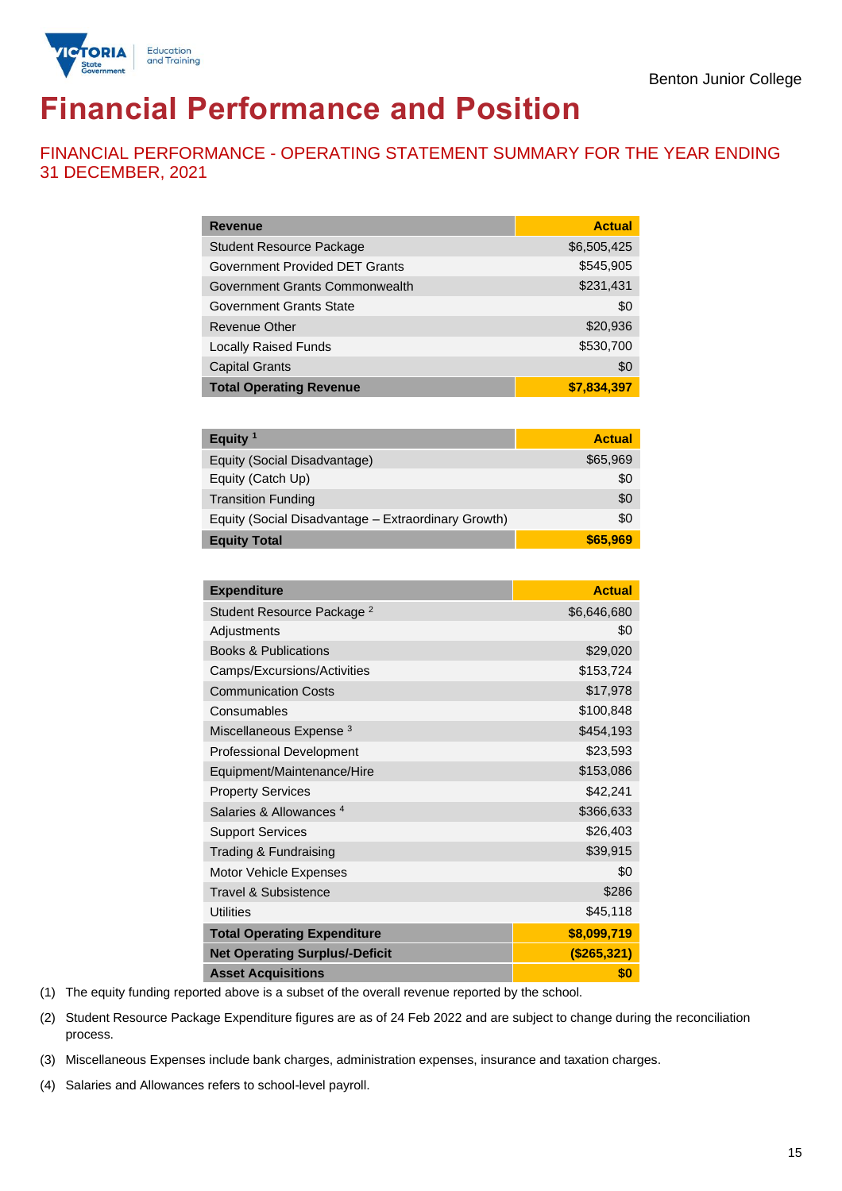Benton Junior College

# Financial Performance and Position

## FINANCIAL PERFORMANCE - OPERATING STATEMENT SUMMARY FOR THE YEAR ENDING 31 DECEMBER, 2021

| Revenue | Actual |
|---|---|
| Student Resource Package | $6,505,425 |
| Government Provided DET Grants | $545,905 |
| Government Grants Commonwealth | $231,431 |
| Government Grants State | $0 |
| Revenue Other | $20,936 |
| Locally Raised Funds | $530,700 |
| Capital Grants | $0 |
| **Total Operating Revenue** | **$7,834,397** |

| Equity [1] | Actual |
|---|---|
| Equity (Social Disadvantage) | $65,969 |
| Equity (Catch Up) | $0 |
| Transition Funding | $0 |
| Equity (Social Disadvantage – Extraordinary Growth) | $0 |
| **Equity Total** | **$65,969** |

| Expenditure | Actual |
|---|---|
| Student Resource Package [2] | $6,646,680 |
| Adjustments | $0 |
| Books & Publications | $29,020 |
| Camps/Excursions/Activities | $153,724 |
| Communication Costs | $17,978 |
| Consumables | $100,848 |
| Miscellaneous Expense [3] | $454,193 |
| Professional Development | $23,593 |
| Equipment/Maintenance/Hire | $153,086 |
| Property Services | $42,241 |
| Salaries & Allowances [4] | $366,633 |
| Support Services | $26,403 |
| Trading & Fundraising | $39,915 |
| Motor Vehicle Expenses | $0 |
| Travel & Subsistence | $286 |
| Utilities | $45,118 |
| **Total Operating Expenditure** | **$8,099,719** |
| **Net Operating Surplus/-Deficit** | **($265,321)** |
| **Asset Acquisitions** | **$0** |

(1) The equity funding reported above is a subset of the overall revenue reported by the school.

(2) Student Resource Package Expenditure figures are as of 24 Feb 2022 and are subject to change during the reconciliation process.

(3) Miscellaneous Expenses include bank charges, administration expenses, insurance and taxation charges.

(4) Salaries and Allowances refers to school-level payroll.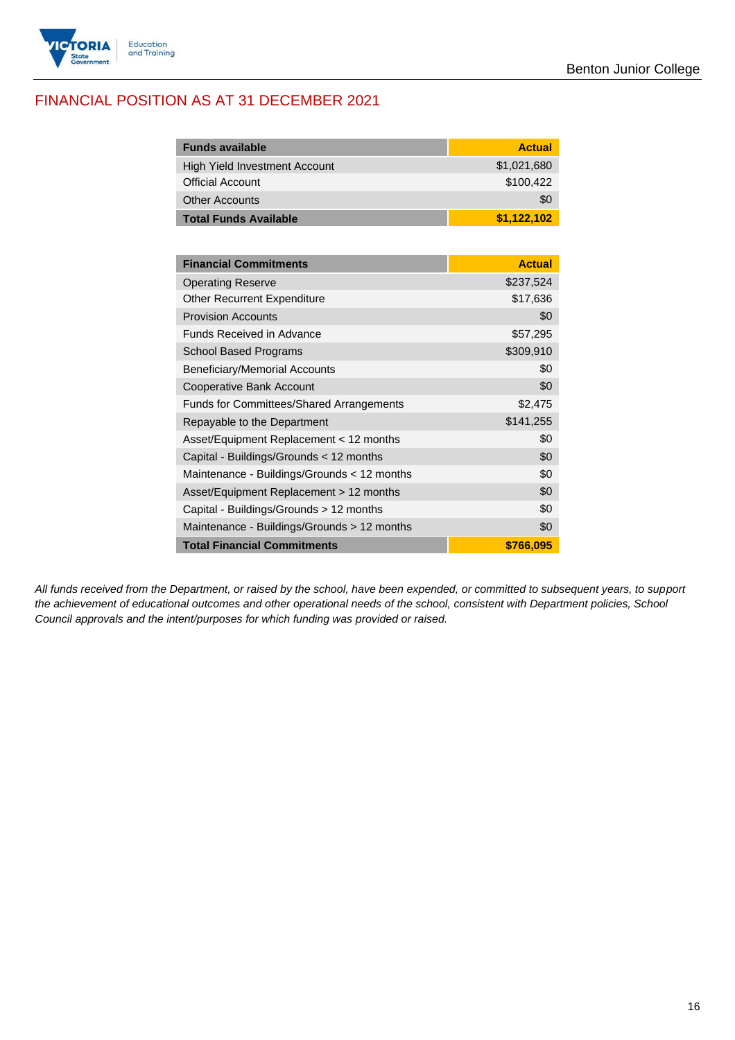# FINANCIAL POSITION AS AT 31 DECEMBER 2021

| Funds available | Actual |
|---|---|
| High Yield Investment Account | $1,021,680 |
| Official Account | $100,422 |
| Other Accounts | $0 |
| **Total Funds Available** | **$1,122,102** |

| Financial Commitments | Actual |
|---|---|
| Operating Reserve | $237,524 |
| Other Recurrent Expenditure | $17,636 |
| Provision Accounts | $0 |
| Funds Received in Advance | $57,295 |
| School Based Programs | $309,910 |
| Beneficiary/Memorial Accounts | $0 |
| Cooperative Bank Account | $0 |
| Funds for Committees/Shared Arrangements | $2,475 |
| Repayable to the Department | $141,255 |
| Asset/Equipment Replacement < 12 months | $0 |
| Capital - Buildings/Grounds < 12 months | $0 |
| Maintenance - Buildings/Grounds < 12 months | $0 |
| Asset/Equipment Replacement > 12 months | $0 |
| Capital - Buildings/Grounds > 12 months | $0 |
| Maintenance - Buildings/Grounds > 12 months | $0 |
| **Total Financial Commitments** | **$766,095** |

*All funds received from the Department, or raised by the school, have been expended, or committed to subsequent years, to support the achievement of educational outcomes and other operational needs of the school, consistent with Department policies, School Council approvals and the intent/purposes for which funding was provided or raised.*